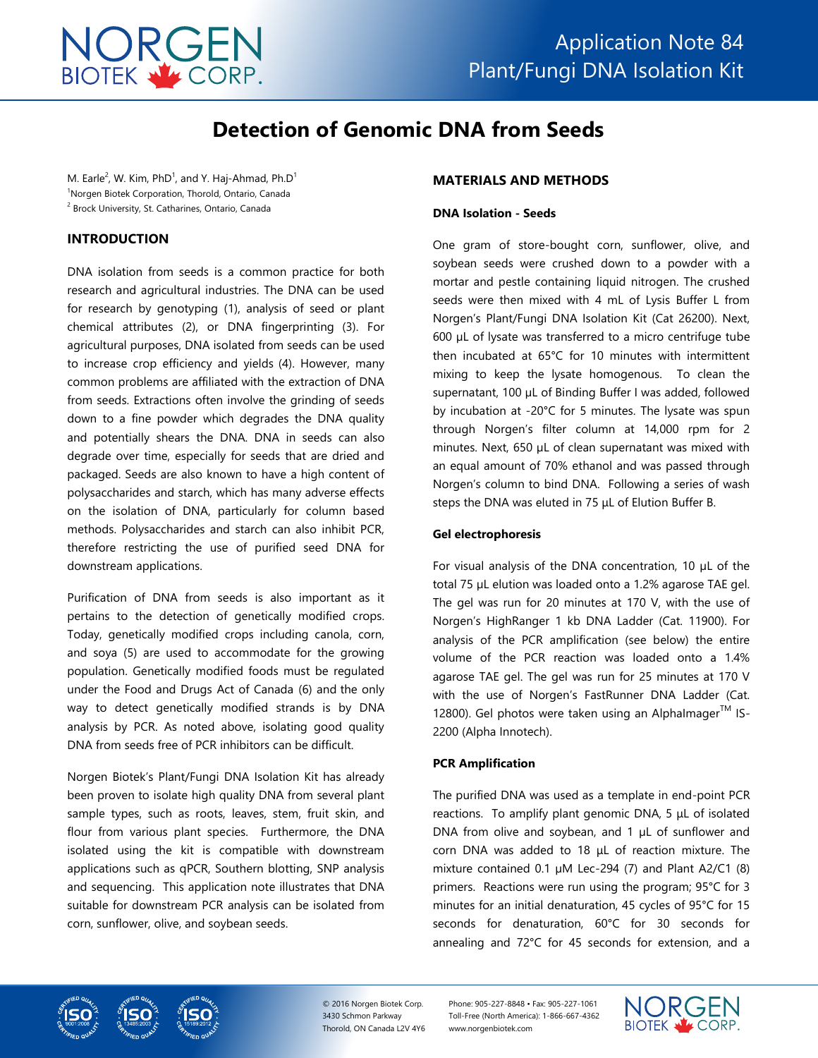# Detection of Genomic DNA from Seeds

M. Earle[2], W. Kim, PhD[1], and Y. Haj-Ahmad, Ph.D[1]

[1]Norgen Biotek Corporation, Thorold, Ontario, Canada

[2] Brock University, St. Catharines, Ontario, Canada

## INTRODUCTION

DNA isolation from seeds is a common practice for both research and agricultural industries. The DNA can be used for research by genotyping (1), analysis of seed or plant chemical attributes (2), or DNA fingerprinting (3). For agricultural purposes, DNA isolated from seeds can be used to increase crop efficiency and yields (4). However, many common problems are affiliated with the extraction of DNA from seeds. Extractions often involve the grinding of seeds down to a fine powder which degrades the DNA quality and potentially shears the DNA. DNA in seeds can also degrade over time, especially for seeds that are dried and packaged. Seeds are also known to have a high content of polysaccharides and starch, which has many adverse effects on the isolation of DNA, particularly for column based methods. Polysaccharides and starch can also inhibit PCR, therefore restricting the use of purified seed DNA for downstream applications.

Purification of DNA from seeds is also important as it pertains to the detection of genetically modified crops. Today, genetically modified crops including canola, corn, and soya (5) are used to accommodate for the growing population. Genetically modified foods must be regulated under the Food and Drugs Act of Canada (6) and the only way to detect genetically modified strands is by DNA analysis by PCR. As noted above, isolating good quality DNA from seeds free of PCR inhibitors can be difficult.

Norgen Biotek's Plant/Fungi DNA Isolation Kit has already been proven to isolate high quality DNA from several plant sample types, such as roots, leaves, stem, fruit skin, and flour from various plant species. Furthermore, the DNA isolated using the kit is compatible with downstream applications such as qPCR, Southern blotting, SNP analysis and sequencing. This application note illustrates that DNA suitable for downstream PCR analysis can be isolated from corn, sunflower, olive, and soybean seeds.

## MATERIALS AND METHODS

### DNA Isolation - Seeds

One gram of store-bought corn, sunflower, olive, and soybean seeds were crushed down to a powder with a mortar and pestle containing liquid nitrogen. The crushed seeds were then mixed with 4 mL of Lysis Buffer L from Norgen's Plant/Fungi DNA Isolation Kit (Cat 26200). Next, 600 µL of lysate was transferred to a micro centrifuge tube then incubated at 65°C for 10 minutes with intermittent mixing to keep the lysate homogenous. To clean the supernatant, 100 µL of Binding Buffer I was added, followed by incubation at -20°C for 5 minutes. The lysate was spun through Norgen's filter column at 14,000 rpm for 2 minutes. Next, 650 µL of clean supernatant was mixed with an equal amount of 70% ethanol and was passed through Norgen's column to bind DNA. Following a series of wash steps the DNA was eluted in 75 µL of Elution Buffer B.

### Gel electrophoresis

For visual analysis of the DNA concentration, 10 µL of the total 75 µL elution was loaded onto a 1.2% agarose TAE gel. The gel was run for 20 minutes at 170 V, with the use of Norgen's HighRanger 1 kb DNA Ladder (Cat. 11900). For analysis of the PCR amplification (see below) the entire volume of the PCR reaction was loaded onto a 1.4% agarose TAE gel. The gel was run for 25 minutes at 170 V with the use of Norgen's FastRunner DNA Ladder (Cat. 12800). Gel photos were taken using an AlphaImager™ IS-2200 (Alpha Innotech).

### PCR Amplification

The purified DNA was used as a template in end-point PCR reactions. To amplify plant genomic DNA, 5 µL of isolated DNA from olive and soybean, and 1 µL of sunflower and corn DNA was added to 18 µL of reaction mixture. The mixture contained 0.1 µM Lec-294 (7) and Plant A2/C1 (8) primers. Reactions were run using the program; 95°C for 3 minutes for an initial denaturation, 45 cycles of 95°C for 15 seconds for denaturation, 60°C for 30 seconds for annealing and 72°C for 45 seconds for extension, and a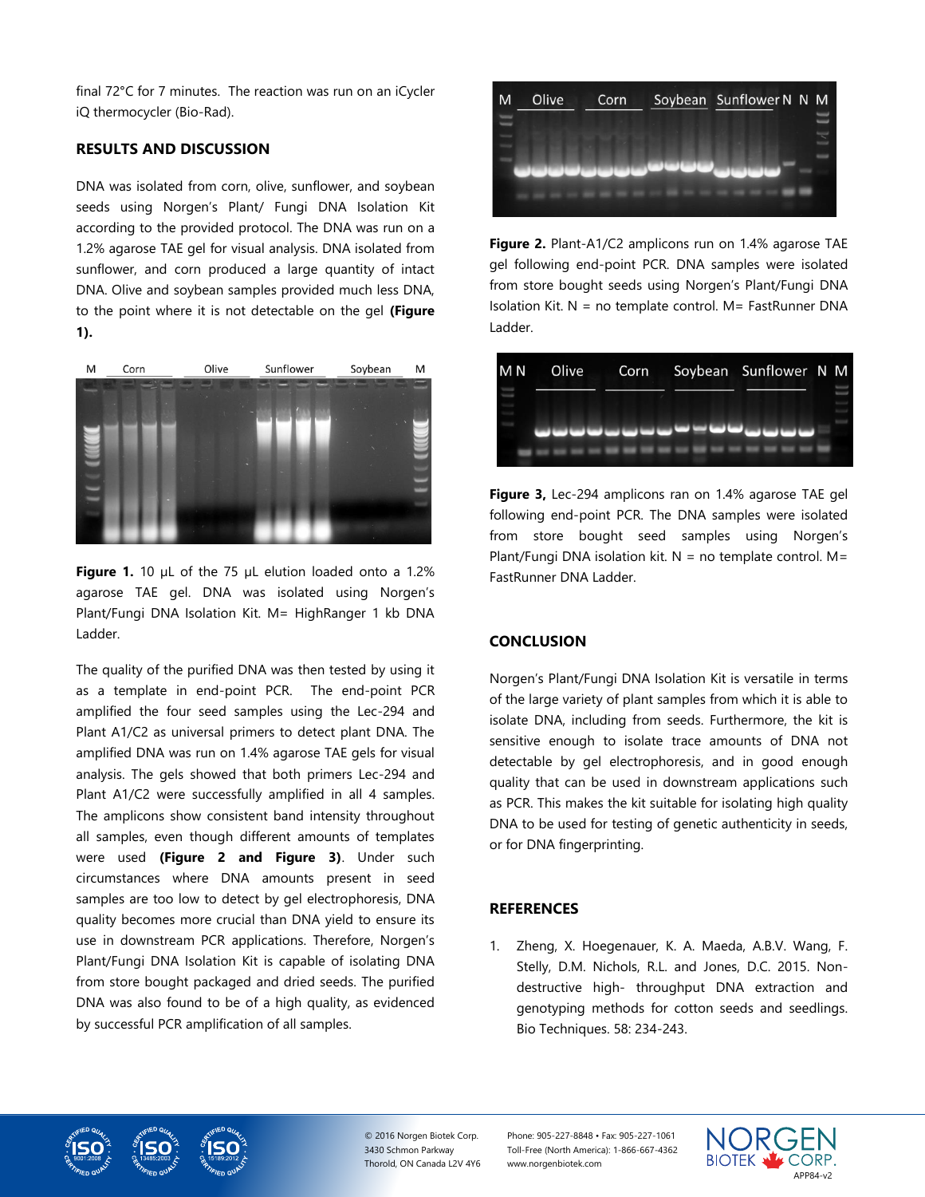final 72°C for 7 minutes. The reaction was run on an iCycler iQ thermocycler (Bio-Rad).

## RESULTS AND DISCUSSION

DNA was isolated from corn, olive, sunflower, and soybean seeds using Norgen's Plant/ Fungi DNA Isolation Kit according to the provided protocol. The DNA was run on a 1.2% agarose TAE gel for visual analysis. DNA isolated from sunflower, and corn produced a large quantity of intact DNA. Olive and soybean samples provided much less DNA, to the point where it is not detectable on the gel **(Figure 1).**

**Figure 1.** 10 µL of the 75 µL elution loaded onto a 1.2% agarose TAE gel. DNA was isolated using Norgen's Plant/Fungi DNA Isolation Kit. M= HighRanger 1 kb DNA Ladder.

The quality of the purified DNA was then tested by using it as a template in end-point PCR. The end-point PCR amplified the four seed samples using the Lec-294 and Plant A1/C2 as universal primers to detect plant DNA. The amplified DNA was run on 1.4% agarose TAE gels for visual analysis. The gels showed that both primers Lec-294 and Plant A1/C2 were successfully amplified in all 4 samples. The amplicons show consistent band intensity throughout all samples, even though different amounts of templates were used **(Figure 2 and Figure 3)**. Under such circumstances where DNA amounts present in seed samples are too low to detect by gel electrophoresis, DNA quality becomes more crucial than DNA yield to ensure its use in downstream PCR applications. Therefore, Norgen's Plant/Fungi DNA Isolation Kit is capable of isolating DNA from store bought packaged and dried seeds. The purified DNA was also found to be of a high quality, as evidenced by successful PCR amplification of all samples.

**Figure 2.** Plant-A1/C2 amplicons run on 1.4% agarose TAE gel following end-point PCR. DNA samples were isolated from store bought seeds using Norgen's Plant/Fungi DNA Isolation Kit. N = no template control. M= FastRunner DNA Ladder.

**Figure 3,** Lec-294 amplicons ran on 1.4% agarose TAE gel following end-point PCR. The DNA samples were isolated from store bought seed samples using Norgen's Plant/Fungi DNA isolation kit. N = no template control. M= FastRunner DNA Ladder.

## CONCLUSION

Norgen's Plant/Fungi DNA Isolation Kit is versatile in terms of the large variety of plant samples from which it is able to isolate DNA, including from seeds. Furthermore, the kit is sensitive enough to isolate trace amounts of DNA not detectable by gel electrophoresis, and in good enough quality that can be used in downstream applications such as PCR. This makes the kit suitable for isolating high quality DNA to be used for testing of genetic authenticity in seeds, or for DNA fingerprinting.

## REFERENCES

1. Zheng, X. Hoegenauer, K. A. Maeda, A.B.V. Wang, F. Stelly, D.M. Nichols, R.L. and Jones, D.C. 2015. Non-destructive high- throughput DNA extraction and genotyping methods for cotton seeds and seedlings. Bio Techniques. 58: 234-243.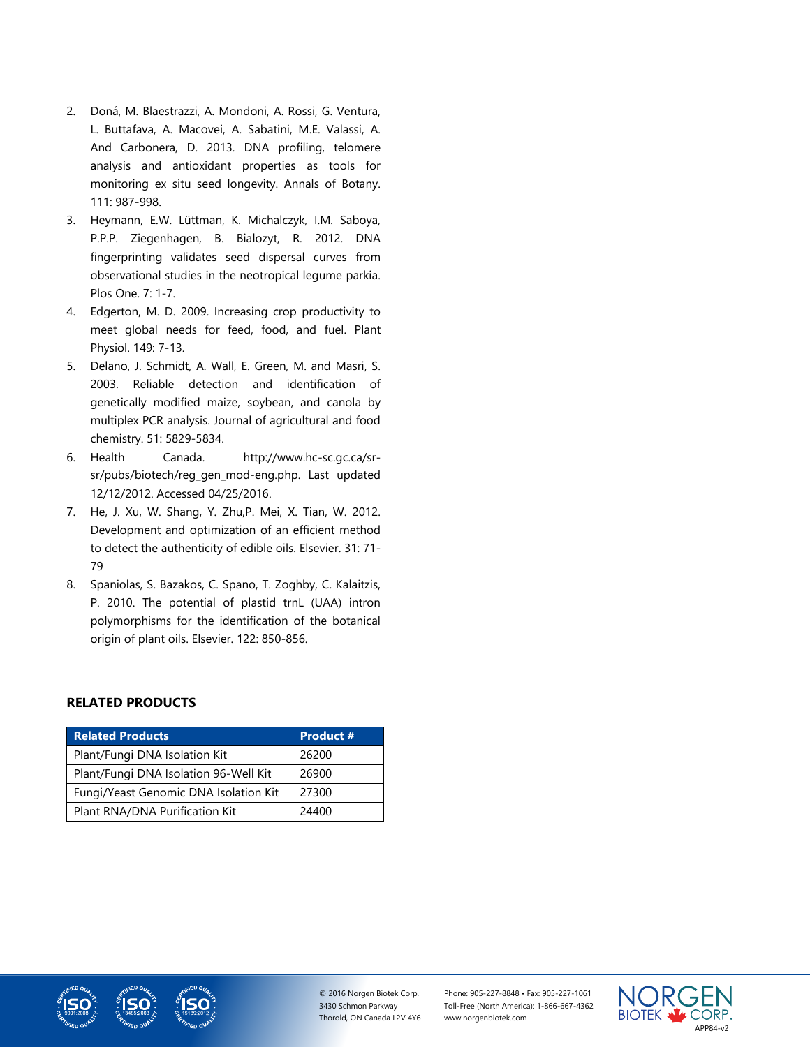2. Doná, M. Blaestrazzi, A. Mondoni, A. Rossi, G. Ventura, L. Buttafava, A. Macovei, A. Sabatini, M.E. Valassi, A. And Carbonera, D. 2013. DNA profiling, telomere analysis and antioxidant properties as tools for monitoring ex situ seed longevity. Annals of Botany. 111: 987-998.
3. Heymann, E.W. Lüttman, K. Michalczyk, I.M. Saboya, P.P.P. Ziegenhagen, B. Bialozyt, R. 2012. DNA fingerprinting validates seed dispersal curves from observational studies in the neotropical legume parkia. Plos One. 7: 1-7.
4. Edgerton, M. D. 2009. Increasing crop productivity to meet global needs for feed, food, and fuel. Plant Physiol. 149: 7-13.
5. Delano, J. Schmidt, A. Wall, E. Green, M. and Masri, S. 2003. Reliable detection and identification of genetically modified maize, soybean, and canola by multiplex PCR analysis. Journal of agricultural and food chemistry. 51: 5829-5834.
6. Health Canada. http://www.hc-sc.gc.ca/sr-sr/pubs/biotech/reg_gen_mod-eng.php. Last updated 12/12/2012. Accessed 04/25/2016.
7. He, J. Xu, W. Shang, Y. Zhu,P. Mei, X. Tian, W. 2012. Development and optimization of an efficient method to detect the authenticity of edible oils. Elsevier. 31: 71-79
8. Spaniolas, S. Bazakos, C. Spano, T. Zoghby, C. Kalaitzis, P. 2010. The potential of plastid trnL (UAA) intron polymorphisms for the identification of the botanical origin of plant oils. Elsevier. 122: 850-856.

## RELATED PRODUCTS

| Related Products | Product # |
|---|---|
| Plant/Fungi DNA Isolation Kit | 26200 |
| Plant/Fungi DNA Isolation 96-Well Kit | 26900 |
| Fungi/Yeast Genomic DNA Isolation Kit | 27300 |
| Plant RNA/DNA Purification Kit | 24400 |

© 2016 Norgen Biotek Corp.
3430 Schmon Parkway
Thorold, ON Canada L2V 4Y6

Phone: 905-227-8848 • Fax: 905-227-1061
Toll-Free (North America): 1-866-667-4362
www.norgenbiotek.com

APP84-v2